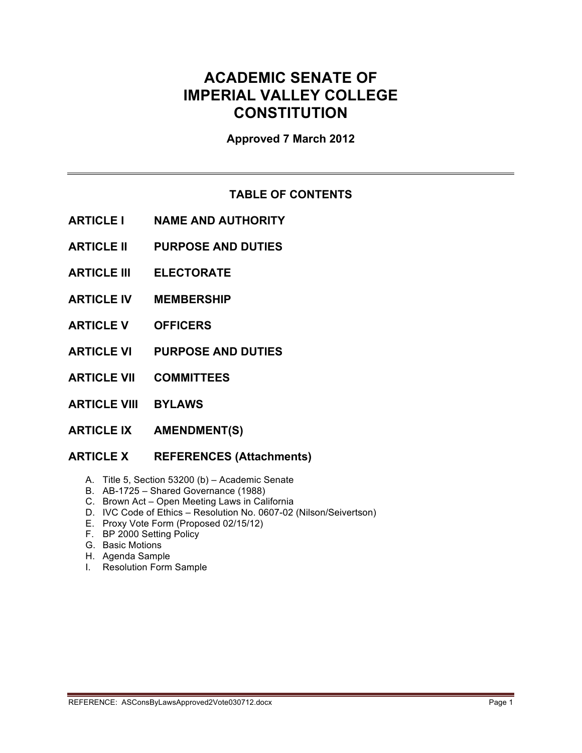# ACADEMIC SENATE OF IMPERIAL VALLEY COLLEGE CONSTITUTION

**Approved 7 March 2012**

---

## TABLE OF CONTENTS

**ARTICLE I NAME AND AUTHORITY**

**ARTICLE II PURPOSE AND DUTIES**

**ARTICLE III ELECTORATE**

**ARTICLE IV MEMBERSHIP**

**ARTICLE V OFFICERS**

**ARTICLE VI PURPOSE AND DUTIES**

**ARTICLE VII COMMITTEES**

**ARTICLE VIII BYLAWS**

**ARTICLE IX AMENDMENT(S)**

**ARTICLE X REFERENCES (Attachments)**

A. Title 5, Section 53200 (b) – Academic Senate
B. AB-1725 – Shared Governance (1988)
C. Brown Act – Open Meeting Laws in California
D. IVC Code of Ethics – Resolution No. 0607-02 (Nilson/Seivertson)
E. Proxy Vote Form (Proposed 02/15/12)
F. BP 2000 Setting Policy
G. Basic Motions
H. Agenda Sample
I. Resolution Form Sample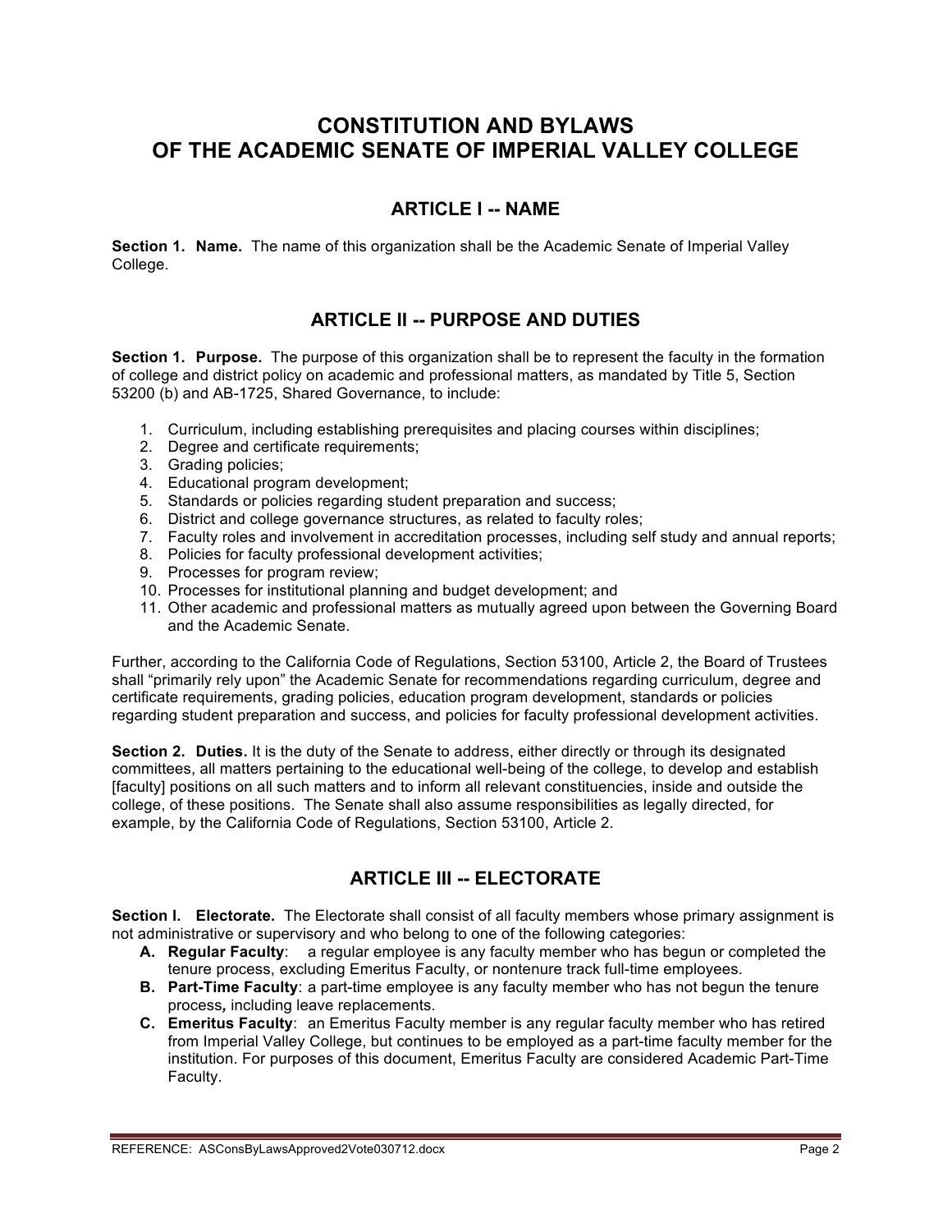# CONSTITUTION AND BYLAWS OF THE ACADEMIC SENATE OF IMPERIAL VALLEY COLLEGE

## ARTICLE I -- NAME

**Section 1. Name.** The name of this organization shall be the Academic Senate of Imperial Valley College.

## ARTICLE II -- PURPOSE AND DUTIES

**Section 1. Purpose.** The purpose of this organization shall be to represent the faculty in the formation of college and district policy on academic and professional matters, as mandated by Title 5, Section 53200 (b) and AB-1725, Shared Governance, to include:

1. Curriculum, including establishing prerequisites and placing courses within disciplines;
2. Degree and certificate requirements;
3. Grading policies;
4. Educational program development;
5. Standards or policies regarding student preparation and success;
6. District and college governance structures, as related to faculty roles;
7. Faculty roles and involvement in accreditation processes, including self study and annual reports;
8. Policies for faculty professional development activities;
9. Processes for program review;
10. Processes for institutional planning and budget development; and
11. Other academic and professional matters as mutually agreed upon between the Governing Board and the Academic Senate.

Further, according to the California Code of Regulations, Section 53100, Article 2, the Board of Trustees shall "primarily rely upon" the Academic Senate for recommendations regarding curriculum, degree and certificate requirements, grading policies, education program development, standards or policies regarding student preparation and success, and policies for faculty professional development activities.

**Section 2. Duties.** It is the duty of the Senate to address, either directly or through its designated committees, all matters pertaining to the educational well-being of the college, to develop and establish [faculty] positions on all such matters and to inform all relevant constituencies, inside and outside the college, of these positions. The Senate shall also assume responsibilities as legally directed, for example, by the California Code of Regulations, Section 53100, Article 2.

## ARTICLE III -- ELECTORATE

**Section I. Electorate.** The Electorate shall consist of all faculty members whose primary assignment is not administrative or supervisory and who belong to one of the following categories:

- **A. Regular Faculty**: a regular employee is any faculty member who has begun or completed the tenure process, excluding Emeritus Faculty, or nontenure track full-time employees.
- **B. Part-Time Faculty**: a part-time employee is any faculty member who has not begun the tenure process**,** including leave replacements.
- **C. Emeritus Faculty**: an Emeritus Faculty member is any regular faculty member who has retired from Imperial Valley College, but continues to be employed as a part-time faculty member for the institution. For purposes of this document, Emeritus Faculty are considered Academic Part-Time Faculty.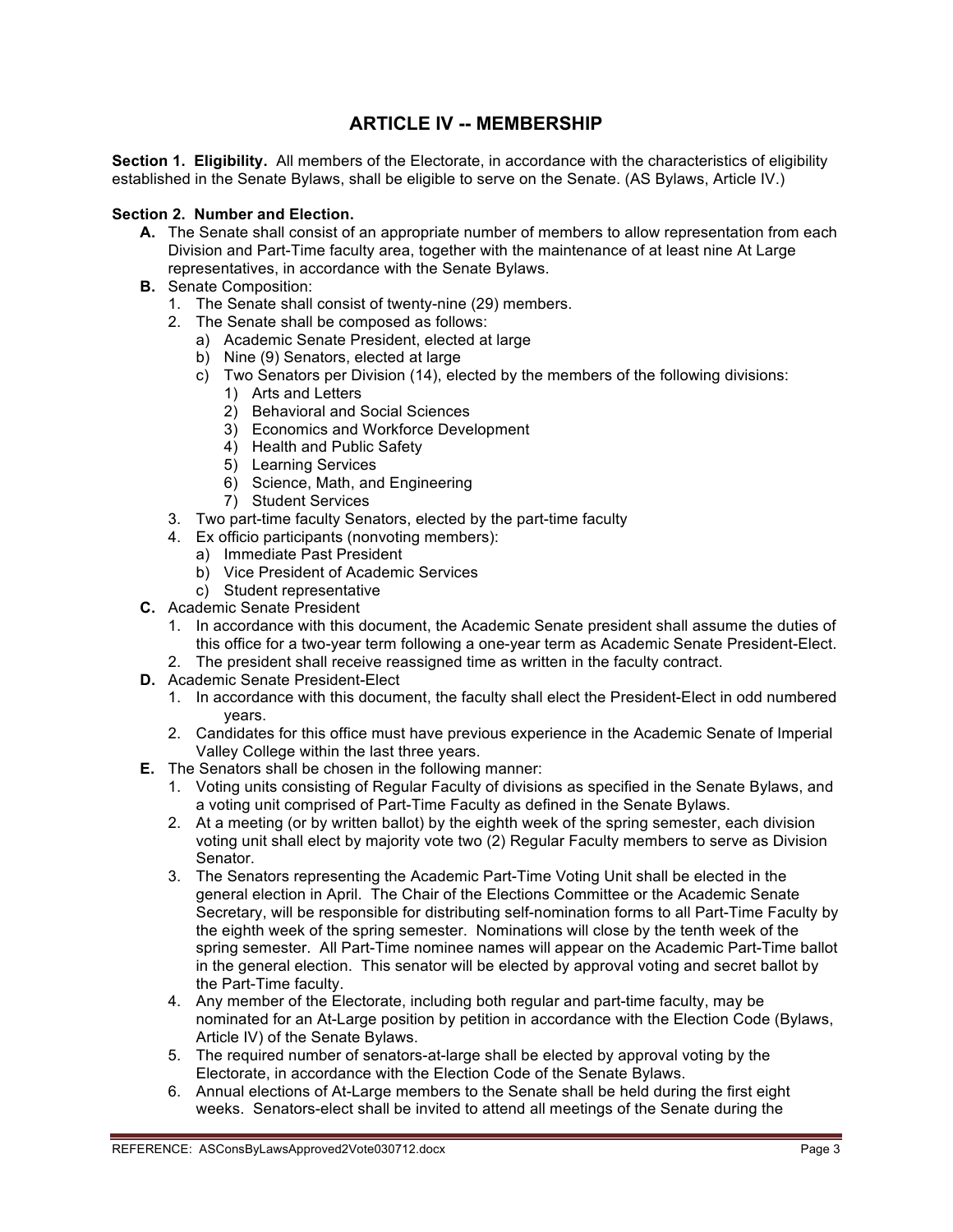# ARTICLE IV -- MEMBERSHIP

**Section 1. Eligibility.** All members of the Electorate, in accordance with the characteristics of eligibility established in the Senate Bylaws, shall be eligible to serve on the Senate. (AS Bylaws, Article IV.)

**Section 2. Number and Election.**

- **A.** The Senate shall consist of an appropriate number of members to allow representation from each Division and Part-Time faculty area, together with the maintenance of at least nine At Large representatives, in accordance with the Senate Bylaws.
- **B.** Senate Composition:
  1. The Senate shall consist of twenty-nine (29) members.
  2. The Senate shall be composed as follows:
     - a) Academic Senate President, elected at large
     - b) Nine (9) Senators, elected at large
     - c) Two Senators per Division (14), elected by the members of the following divisions:
       1) Arts and Letters
       2) Behavioral and Social Sciences
       3) Economics and Workforce Development
       4) Health and Public Safety
       5) Learning Services
       6) Science, Math, and Engineering
       7) Student Services
  3. Two part-time faculty Senators, elected by the part-time faculty
  4. Ex officio participants (nonvoting members):
     - a) Immediate Past President
     - b) Vice President of Academic Services
     - c) Student representative
- **C.** Academic Senate President
  1. In accordance with this document, the Academic Senate president shall assume the duties of this office for a two-year term following a one-year term as Academic Senate President-Elect.
  2. The president shall receive reassigned time as written in the faculty contract.
- **D.** Academic Senate President-Elect
  1. In accordance with this document, the faculty shall elect the President-Elect in odd numbered years.
  2. Candidates for this office must have previous experience in the Academic Senate of Imperial Valley College within the last three years.
- **E.** The Senators shall be chosen in the following manner:
  1. Voting units consisting of Regular Faculty of divisions as specified in the Senate Bylaws, and a voting unit comprised of Part-Time Faculty as defined in the Senate Bylaws.
  2. At a meeting (or by written ballot) by the eighth week of the spring semester, each division voting unit shall elect by majority vote two (2) Regular Faculty members to serve as Division Senator.
  3. The Senators representing the Academic Part-Time Voting Unit shall be elected in the general election in April. The Chair of the Elections Committee or the Academic Senate Secretary, will be responsible for distributing self-nomination forms to all Part-Time Faculty by the eighth week of the spring semester. Nominations will close by the tenth week of the spring semester. All Part-Time nominee names will appear on the Academic Part-Time ballot in the general election. This senator will be elected by approval voting and secret ballot by the Part-Time faculty.
  4. Any member of the Electorate, including both regular and part-time faculty, may be nominated for an At-Large position by petition in accordance with the Election Code (Bylaws, Article IV) of the Senate Bylaws.
  5. The required number of senators-at-large shall be elected by approval voting by the Electorate, in accordance with the Election Code of the Senate Bylaws.
  6. Annual elections of At-Large members to the Senate shall be held during the first eight weeks. Senators-elect shall be invited to attend all meetings of the Senate during the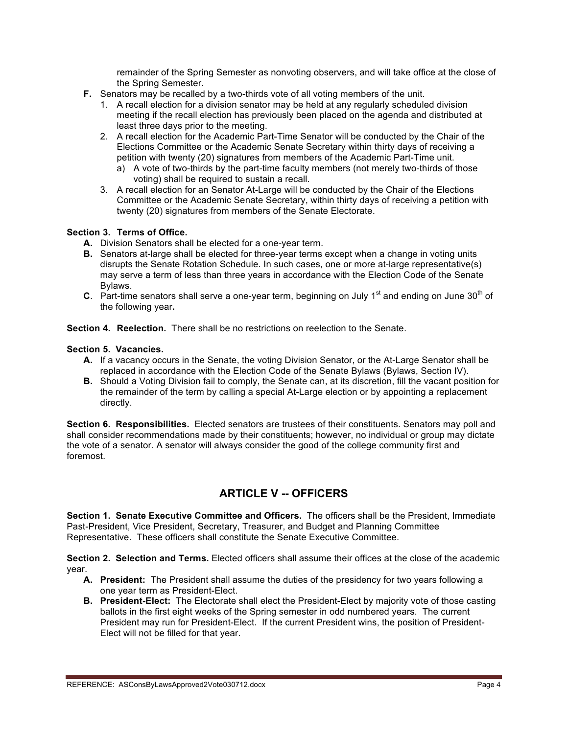remainder of the Spring Semester as nonvoting observers, and will take office at the close of the Spring Semester.

- **F.** Senators may be recalled by a two-thirds vote of all voting members of the unit.
  1. A recall election for a division senator may be held at any regularly scheduled division meeting if the recall election has previously been placed on the agenda and distributed at least three days prior to the meeting.
  2. A recall election for the Academic Part-Time Senator will be conducted by the Chair of the Elections Committee or the Academic Senate Secretary within thirty days of receiving a petition with twenty (20) signatures from members of the Academic Part-Time unit.
     - a) A vote of two-thirds by the part-time faculty members (not merely two-thirds of those voting) shall be required to sustain a recall.
  3. A recall election for an Senator At-Large will be conducted by the Chair of the Elections Committee or the Academic Senate Secretary, within thirty days of receiving a petition with twenty (20) signatures from members of the Senate Electorate.

**Section 3. Terms of Office.**

- **A.** Division Senators shall be elected for a one-year term.
- **B.** Senators at-large shall be elected for three-year terms except when a change in voting units disrupts the Senate Rotation Schedule. In such cases, one or more at-large representative(s) may serve a term of less than three years in accordance with the Election Code of the Senate Bylaws.
- **C**. Part-time senators shall serve a one-year term, beginning on July 1st and ending on June 30th of the following year**.**

**Section 4. Reelection.** There shall be no restrictions on reelection to the Senate.

**Section 5. Vacancies.**

- **A.** If a vacancy occurs in the Senate, the voting Division Senator, or the At-Large Senator shall be replaced in accordance with the Election Code of the Senate Bylaws (Bylaws, Section IV).
- **B.** Should a Voting Division fail to comply, the Senate can, at its discretion, fill the vacant position for the remainder of the term by calling a special At-Large election or by appointing a replacement directly.

**Section 6. Responsibilities.** Elected senators are trustees of their constituents. Senators may poll and shall consider recommendations made by their constituents; however, no individual or group may dictate the vote of a senator. A senator will always consider the good of the college community first and foremost.

## ARTICLE V -- OFFICERS

**Section 1. Senate Executive Committee and Officers.** The officers shall be the President, Immediate Past-President, Vice President, Secretary, Treasurer, and Budget and Planning Committee Representative. These officers shall constitute the Senate Executive Committee.

**Section 2. Selection and Terms.** Elected officers shall assume their offices at the close of the academic year.

- **A. President:** The President shall assume the duties of the presidency for two years following a one year term as President-Elect.
- **B. President-Elect:** The Electorate shall elect the President-Elect by majority vote of those casting ballots in the first eight weeks of the Spring semester in odd numbered years. The current President may run for President-Elect. If the current President wins, the position of President-Elect will not be filled for that year.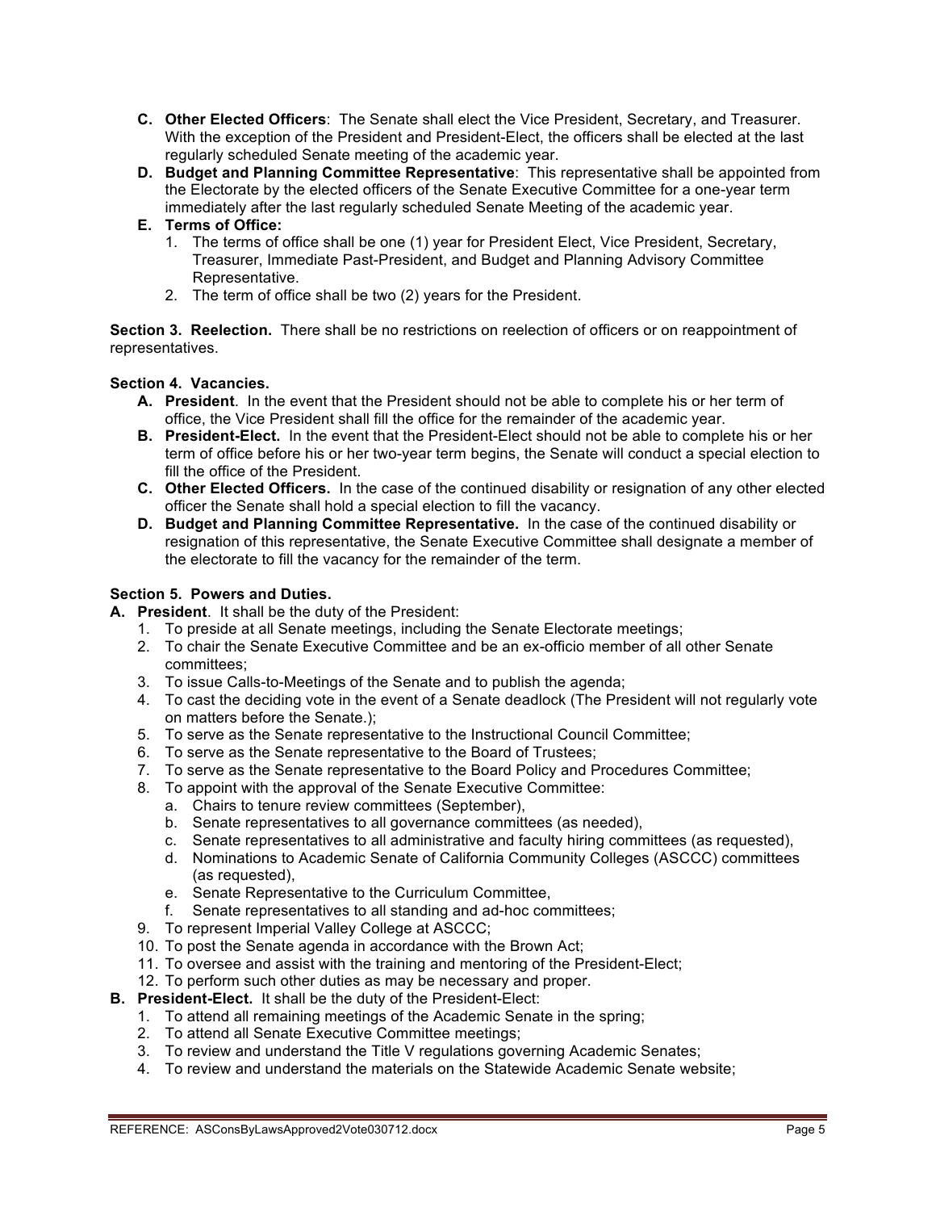- **C. Other Elected Officers**: The Senate shall elect the Vice President, Secretary, and Treasurer. With the exception of the President and President-Elect, the officers shall be elected at the last regularly scheduled Senate meeting of the academic year.
- **D. Budget and Planning Committee Representative**: This representative shall be appointed from the Electorate by the elected officers of the Senate Executive Committee for a one-year term immediately after the last regularly scheduled Senate Meeting of the academic year.
- **E. Terms of Office:**
  1. The terms of office shall be one (1) year for President Elect, Vice President, Secretary, Treasurer, Immediate Past-President, and Budget and Planning Advisory Committee Representative.
  2. The term of office shall be two (2) years for the President.

**Section 3. Reelection.** There shall be no restrictions on reelection of officers or on reappointment of representatives.

**Section 4. Vacancies.**

- **A. President**. In the event that the President should not be able to complete his or her term of office, the Vice President shall fill the office for the remainder of the academic year.
- **B. President-Elect.** In the event that the President-Elect should not be able to complete his or her term of office before his or her two-year term begins, the Senate will conduct a special election to fill the office of the President.
- **C. Other Elected Officers.** In the case of the continued disability or resignation of any other elected officer the Senate shall hold a special election to fill the vacancy.
- **D. Budget and Planning Committee Representative.** In the case of the continued disability or resignation of this representative, the Senate Executive Committee shall designate a member of the electorate to fill the vacancy for the remainder of the term.

**Section 5. Powers and Duties.**

**A. President**. It shall be the duty of the President:

1. To preside at all Senate meetings, including the Senate Electorate meetings;
2. To chair the Senate Executive Committee and be an ex-officio member of all other Senate committees;
3. To issue Calls-to-Meetings of the Senate and to publish the agenda;
4. To cast the deciding vote in the event of a Senate deadlock (The President will not regularly vote on matters before the Senate.);
5. To serve as the Senate representative to the Instructional Council Committee;
6. To serve as the Senate representative to the Board of Trustees;
7. To serve as the Senate representative to the Board Policy and Procedures Committee;
8. To appoint with the approval of the Senate Executive Committee:
   a. Chairs to tenure review committees (September),
   b. Senate representatives to all governance committees (as needed),
   c. Senate representatives to all administrative and faculty hiring committees (as requested),
   d. Nominations to Academic Senate of California Community Colleges (ASCCC) committees (as requested),
   e. Senate Representative to the Curriculum Committee,
   f. Senate representatives to all standing and ad-hoc committees;
9. To represent Imperial Valley College at ASCCC;
10. To post the Senate agenda in accordance with the Brown Act;
11. To oversee and assist with the training and mentoring of the President-Elect;
12. To perform such other duties as may be necessary and proper.

**B. President-Elect.** It shall be the duty of the President-Elect:

1. To attend all remaining meetings of the Academic Senate in the spring;
2. To attend all Senate Executive Committee meetings;
3. To review and understand the Title V regulations governing Academic Senates;
4. To review and understand the materials on the Statewide Academic Senate website;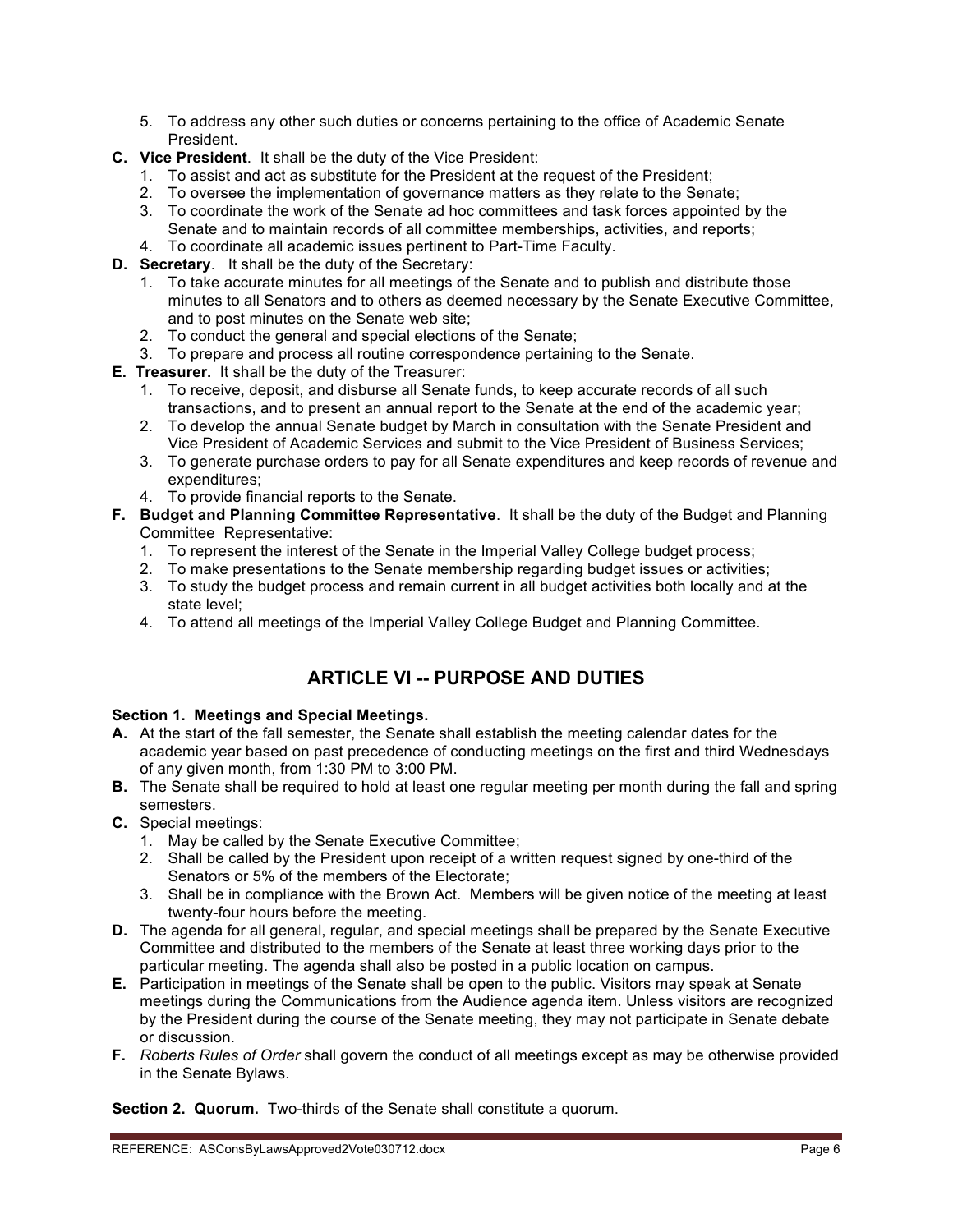5. To address any other such duties or concerns pertaining to the office of Academic Senate President.

**C. Vice President**. It shall be the duty of the Vice President:

1. To assist and act as substitute for the President at the request of the President;
2. To oversee the implementation of governance matters as they relate to the Senate;
3. To coordinate the work of the Senate ad hoc committees and task forces appointed by the Senate and to maintain records of all committee memberships, activities, and reports;
4. To coordinate all academic issues pertinent to Part-Time Faculty.

**D. Secretary**. It shall be the duty of the Secretary:

1. To take accurate minutes for all meetings of the Senate and to publish and distribute those minutes to all Senators and to others as deemed necessary by the Senate Executive Committee, and to post minutes on the Senate web site;
2. To conduct the general and special elections of the Senate;
3. To prepare and process all routine correspondence pertaining to the Senate.

**E. Treasurer.** It shall be the duty of the Treasurer:

1. To receive, deposit, and disburse all Senate funds, to keep accurate records of all such transactions, and to present an annual report to the Senate at the end of the academic year;
2. To develop the annual Senate budget by March in consultation with the Senate President and Vice President of Academic Services and submit to the Vice President of Business Services;
3. To generate purchase orders to pay for all Senate expenditures and keep records of revenue and expenditures;
4. To provide financial reports to the Senate.

**F. Budget and Planning Committee Representative**. It shall be the duty of the Budget and Planning Committee Representative:

1. To represent the interest of the Senate in the Imperial Valley College budget process;
2. To make presentations to the Senate membership regarding budget issues or activities;
3. To study the budget process and remain current in all budget activities both locally and at the state level;
4. To attend all meetings of the Imperial Valley College Budget and Planning Committee.

## ARTICLE VI -- PURPOSE AND DUTIES

**Section 1. Meetings and Special Meetings.**

**A.** At the start of the fall semester, the Senate shall establish the meeting calendar dates for the academic year based on past precedence of conducting meetings on the first and third Wednesdays of any given month, from 1:30 PM to 3:00 PM.

**B.** The Senate shall be required to hold at least one regular meeting per month during the fall and spring semesters.

**C.** Special meetings:

1. May be called by the Senate Executive Committee;
2. Shall be called by the President upon receipt of a written request signed by one-third of the Senators or 5% of the members of the Electorate;
3. Shall be in compliance with the Brown Act. Members will be given notice of the meeting at least twenty-four hours before the meeting.

**D.** The agenda for all general, regular, and special meetings shall be prepared by the Senate Executive Committee and distributed to the members of the Senate at least three working days prior to the particular meeting. The agenda shall also be posted in a public location on campus.

**E.** Participation in meetings of the Senate shall be open to the public. Visitors may speak at Senate meetings during the Communications from the Audience agenda item. Unless visitors are recognized by the President during the course of the Senate meeting, they may not participate in Senate debate or discussion.

**F.** *Roberts Rules of Order* shall govern the conduct of all meetings except as may be otherwise provided in the Senate Bylaws.

**Section 2. Quorum.** Two-thirds of the Senate shall constitute a quorum.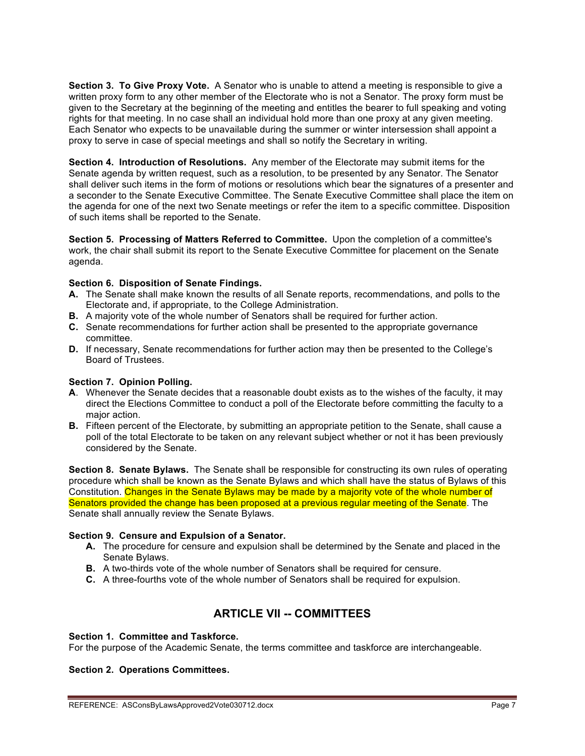**Section 3. To Give Proxy Vote.** A Senator who is unable to attend a meeting is responsible to give a written proxy form to any other member of the Electorate who is not a Senator. The proxy form must be given to the Secretary at the beginning of the meeting and entitles the bearer to full speaking and voting rights for that meeting. In no case shall an individual hold more than one proxy at any given meeting. Each Senator who expects to be unavailable during the summer or winter intersession shall appoint a proxy to serve in case of special meetings and shall so notify the Secretary in writing.

**Section 4. Introduction of Resolutions.** Any member of the Electorate may submit items for the Senate agenda by written request, such as a resolution, to be presented by any Senator. The Senator shall deliver such items in the form of motions or resolutions which bear the signatures of a presenter and a seconder to the Senate Executive Committee. The Senate Executive Committee shall place the item on the agenda for one of the next two Senate meetings or refer the item to a specific committee. Disposition of such items shall be reported to the Senate.

**Section 5. Processing of Matters Referred to Committee.** Upon the completion of a committee's work, the chair shall submit its report to the Senate Executive Committee for placement on the Senate agenda.

**Section 6. Disposition of Senate Findings.**

**A.** The Senate shall make known the results of all Senate reports, recommendations, and polls to the Electorate and, if appropriate, to the College Administration.
**B.** A majority vote of the whole number of Senators shall be required for further action.
**C.** Senate recommendations for further action shall be presented to the appropriate governance committee.
**D.** If necessary, Senate recommendations for further action may then be presented to the College's Board of Trustees.

**Section 7. Opinion Polling.**

**A**. Whenever the Senate decides that a reasonable doubt exists as to the wishes of the faculty, it may direct the Elections Committee to conduct a poll of the Electorate before committing the faculty to a major action.
**B.** Fifteen percent of the Electorate, by submitting an appropriate petition to the Senate, shall cause a poll of the total Electorate to be taken on any relevant subject whether or not it has been previously considered by the Senate.

**Section 8. Senate Bylaws.** The Senate shall be responsible for constructing its own rules of operating procedure which shall be known as the Senate Bylaws and which shall have the status of Bylaws of this Constitution. Changes in the Senate Bylaws may be made by a majority vote of the whole number of Senators provided the change has been proposed at a previous regular meeting of the Senate. The Senate shall annually review the Senate Bylaws.

**Section 9. Censure and Expulsion of a Senator.**

**A.** The procedure for censure and expulsion shall be determined by the Senate and placed in the Senate Bylaws.
**B.** A two-thirds vote of the whole number of Senators shall be required for censure.
**C.** A three-fourths vote of the whole number of Senators shall be required for expulsion.

## ARTICLE VII -- COMMITTEES

**Section 1. Committee and Taskforce.**
For the purpose of the Academic Senate, the terms committee and taskforce are interchangeable.

**Section 2. Operations Committees.**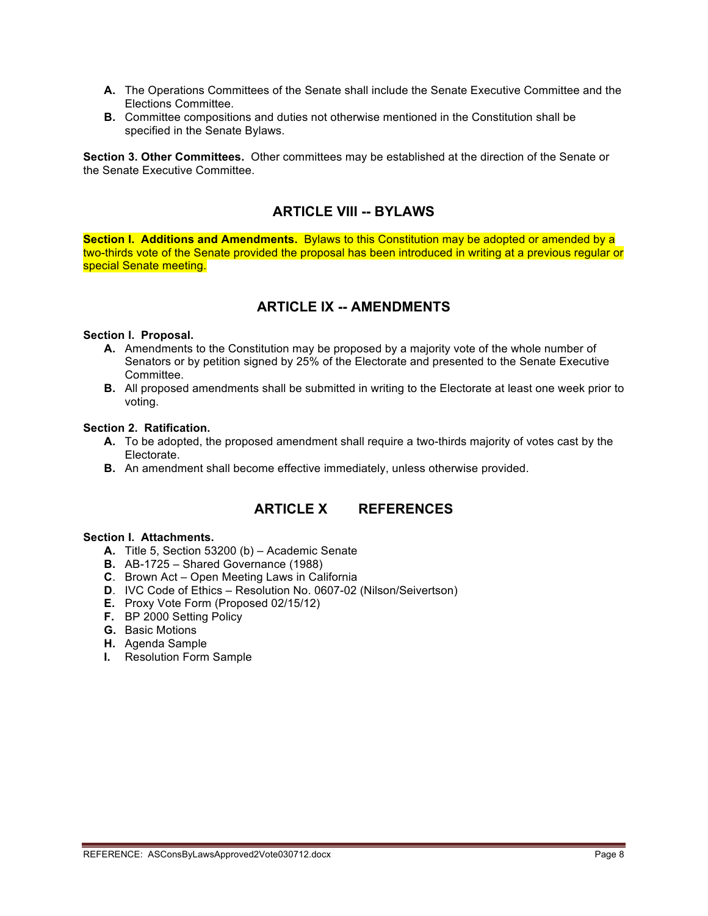**A.** The Operations Committees of the Senate shall include the Senate Executive Committee and the Elections Committee.

**B.** Committee compositions and duties not otherwise mentioned in the Constitution shall be specified in the Senate Bylaws.

**Section 3. Other Committees.** Other committees may be established at the direction of the Senate or the Senate Executive Committee.

## ARTICLE VIII -- BYLAWS

**Section I. Additions and Amendments.** Bylaws to this Constitution may be adopted or amended by a two-thirds vote of the Senate provided the proposal has been introduced in writing at a previous regular or special Senate meeting.

## ARTICLE IX -- AMENDMENTS

**Section I. Proposal.**

**A.** Amendments to the Constitution may be proposed by a majority vote of the whole number of Senators or by petition signed by 25% of the Electorate and presented to the Senate Executive Committee.

**B.** All proposed amendments shall be submitted in writing to the Electorate at least one week prior to voting.

**Section 2. Ratification.**

**A.** To be adopted, the proposed amendment shall require a two-thirds majority of votes cast by the Electorate.

**B.** An amendment shall become effective immediately, unless otherwise provided.

## ARTICLE X REFERENCES

**Section I. Attachments.**

**A.** Title 5, Section 53200 (b) – Academic Senate
**B.** AB-1725 – Shared Governance (1988)
**C**. Brown Act – Open Meeting Laws in California
**D**. IVC Code of Ethics – Resolution No. 0607-02 (Nilson/Seivertson)
**E.** Proxy Vote Form (Proposed 02/15/12)
**F.** BP 2000 Setting Policy
**G.** Basic Motions
**H.** Agenda Sample
**I.** Resolution Form Sample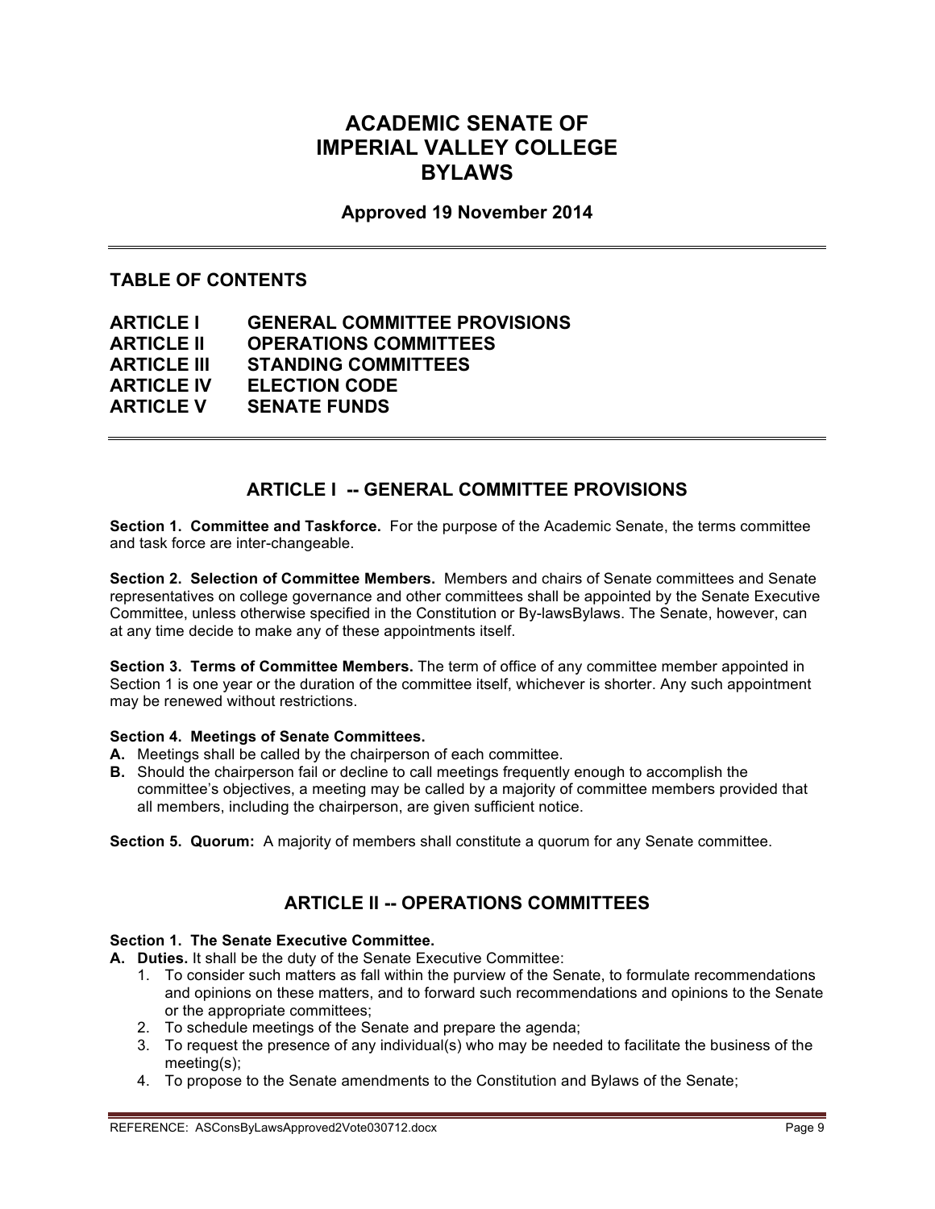# ACADEMIC SENATE OF IMPERIAL VALLEY COLLEGE BYLAWS

**Approved 19 November 2014**

---

## TABLE OF CONTENTS

**ARTICLE I GENERAL COMMITTEE PROVISIONS**
**ARTICLE II OPERATIONS COMMITTEES**
**ARTICLE III STANDING COMMITTEES**
**ARTICLE IV ELECTION CODE**
**ARTICLE V SENATE FUNDS**

---

## ARTICLE I -- GENERAL COMMITTEE PROVISIONS

**Section 1. Committee and Taskforce.** For the purpose of the Academic Senate, the terms committee and task force are inter-changeable.

**Section 2. Selection of Committee Members.** Members and chairs of Senate committees and Senate representatives on college governance and other committees shall be appointed by the Senate Executive Committee, unless otherwise specified in the Constitution or By-lawsBylaws. The Senate, however, can at any time decide to make any of these appointments itself.

**Section 3. Terms of Committee Members.** The term of office of any committee member appointed in Section 1 is one year or the duration of the committee itself, whichever is shorter. Any such appointment may be renewed without restrictions.

**Section 4. Meetings of Senate Committees.**

**A.** Meetings shall be called by the chairperson of each committee.

**B.** Should the chairperson fail or decline to call meetings frequently enough to accomplish the committee's objectives, a meeting may be called by a majority of committee members provided that all members, including the chairperson, are given sufficient notice.

**Section 5. Quorum:** A majority of members shall constitute a quorum for any Senate committee.

## ARTICLE II -- OPERATIONS COMMITTEES

**Section 1. The Senate Executive Committee.**

**A. Duties.** It shall be the duty of the Senate Executive Committee:

1. To consider such matters as fall within the purview of the Senate, to formulate recommendations and opinions on these matters, and to forward such recommendations and opinions to the Senate or the appropriate committees;
2. To schedule meetings of the Senate and prepare the agenda;
3. To request the presence of any individual(s) who may be needed to facilitate the business of the meeting(s);
4. To propose to the Senate amendments to the Constitution and Bylaws of the Senate;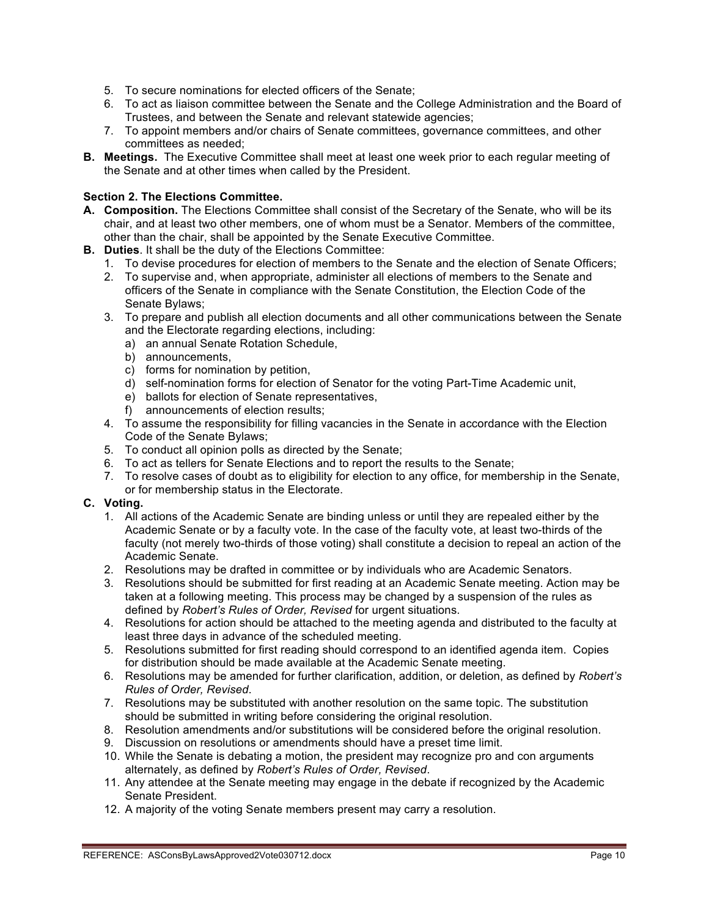5. To secure nominations for elected officers of the Senate;
6. To act as liaison committee between the Senate and the College Administration and the Board of Trustees, and between the Senate and relevant statewide agencies;
7. To appoint members and/or chairs of Senate committees, governance committees, and other committees as needed;

**B. Meetings.** The Executive Committee shall meet at least one week prior to each regular meeting of the Senate and at other times when called by the President.

**Section 2. The Elections Committee.**

**A. Composition.** The Elections Committee shall consist of the Secretary of the Senate, who will be its chair, and at least two other members, one of whom must be a Senator. Members of the committee, other than the chair, shall be appointed by the Senate Executive Committee.

**B. Duties**. It shall be the duty of the Elections Committee:

1. To devise procedures for election of members to the Senate and the election of Senate Officers;
2. To supervise and, when appropriate, administer all elections of members to the Senate and officers of the Senate in compliance with the Senate Constitution, the Election Code of the Senate Bylaws;
3. To prepare and publish all election documents and all other communications between the Senate and the Electorate regarding elections, including:
   a) an annual Senate Rotation Schedule,
   b) announcements,
   c) forms for nomination by petition,
   d) self-nomination forms for election of Senator for the voting Part-Time Academic unit,
   e) ballots for election of Senate representatives,
   f) announcements of election results;
4. To assume the responsibility for filling vacancies in the Senate in accordance with the Election Code of the Senate Bylaws;
5. To conduct all opinion polls as directed by the Senate;
6. To act as tellers for Senate Elections and to report the results to the Senate;
7. To resolve cases of doubt as to eligibility for election to any office, for membership in the Senate, or for membership status in the Electorate.

**C. Voting.**

1. All actions of the Academic Senate are binding unless or until they are repealed either by the Academic Senate or by a faculty vote. In the case of the faculty vote, at least two-thirds of the faculty (not merely two-thirds of those voting) shall constitute a decision to repeal an action of the Academic Senate.
2. Resolutions may be drafted in committee or by individuals who are Academic Senators.
3. Resolutions should be submitted for first reading at an Academic Senate meeting. Action may be taken at a following meeting. This process may be changed by a suspension of the rules as defined by *Robert's Rules of Order, Revised* for urgent situations.
4. Resolutions for action should be attached to the meeting agenda and distributed to the faculty at least three days in advance of the scheduled meeting.
5. Resolutions submitted for first reading should correspond to an identified agenda item. Copies for distribution should be made available at the Academic Senate meeting.
6. Resolutions may be amended for further clarification, addition, or deletion, as defined by *Robert's Rules of Order, Revised*.
7. Resolutions may be substituted with another resolution on the same topic. The substitution should be submitted in writing before considering the original resolution.
8. Resolution amendments and/or substitutions will be considered before the original resolution.
9. Discussion on resolutions or amendments should have a preset time limit.
10. While the Senate is debating a motion, the president may recognize pro and con arguments alternately, as defined by *Robert's Rules of Order, Revised*.
11. Any attendee at the Senate meeting may engage in the debate if recognized by the Academic Senate President.
12. A majority of the voting Senate members present may carry a resolution.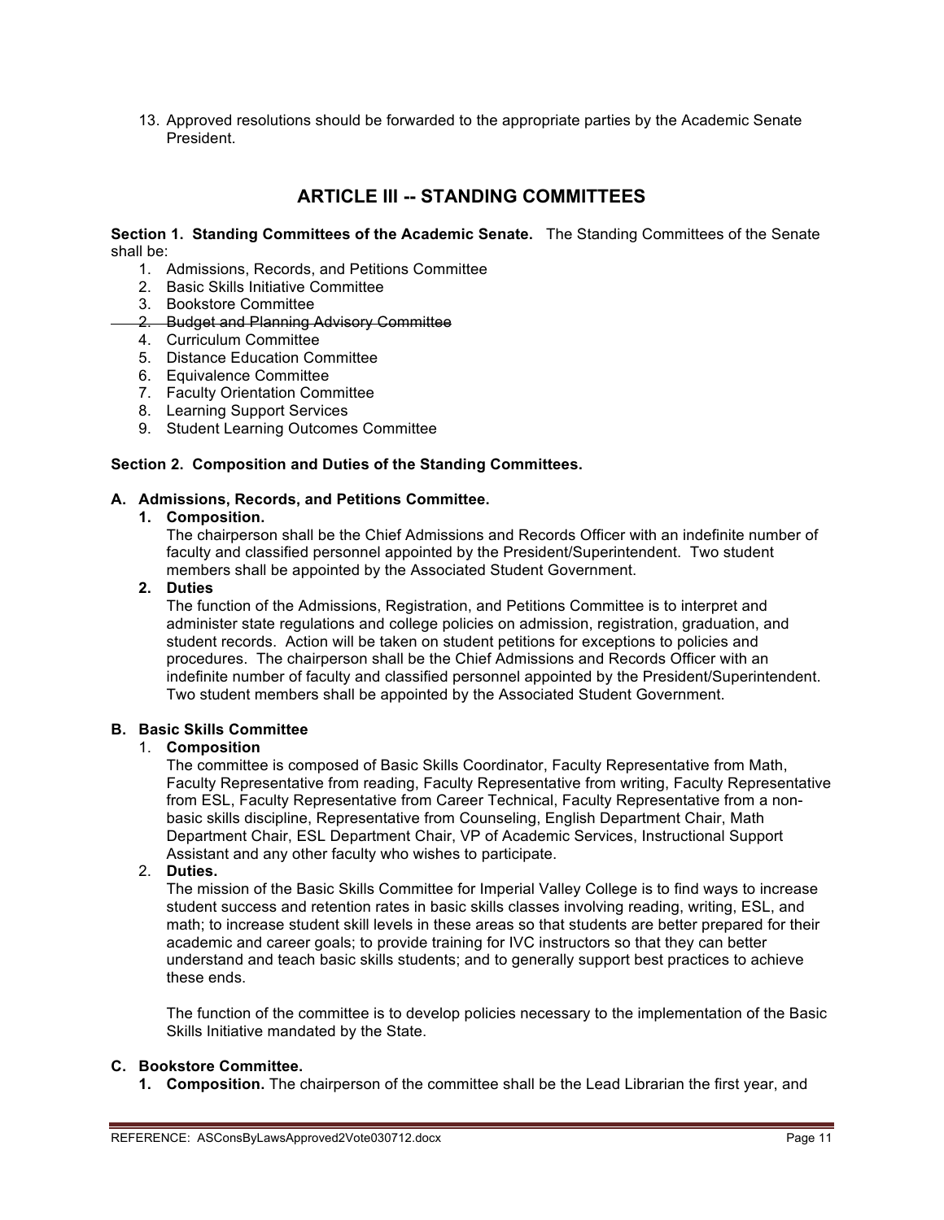13. Approved resolutions should be forwarded to the appropriate parties by the Academic Senate President.

## ARTICLE III -- STANDING COMMITTEES

**Section 1. Standing Committees of the Academic Senate.** The Standing Committees of the Senate shall be:

1. Admissions, Records, and Petitions Committee
2. Basic Skills Initiative Committee
3. Bookstore Committee
- ~~2. Budget and Planning Advisory Committee~~
4. Curriculum Committee
5. Distance Education Committee
6. Equivalence Committee
7. Faculty Orientation Committee
8. Learning Support Services
9. Student Learning Outcomes Committee

**Section 2. Composition and Duties of the Standing Committees.**

**A. Admissions, Records, and Petitions Committee.**

1. **Composition.**
   The chairperson shall be the Chief Admissions and Records Officer with an indefinite number of faculty and classified personnel appointed by the President/Superintendent. Two student members shall be appointed by the Associated Student Government.
2. **Duties**
   The function of the Admissions, Registration, and Petitions Committee is to interpret and administer state regulations and college policies on admission, registration, graduation, and student records. Action will be taken on student petitions for exceptions to policies and procedures. The chairperson shall be the Chief Admissions and Records Officer with an indefinite number of faculty and classified personnel appointed by the President/Superintendent. Two student members shall be appointed by the Associated Student Government.

**B. Basic Skills Committee**

1. **Composition**
   The committee is composed of Basic Skills Coordinator, Faculty Representative from Math, Faculty Representative from reading, Faculty Representative from writing, Faculty Representative from ESL, Faculty Representative from Career Technical, Faculty Representative from a non-basic skills discipline, Representative from Counseling, English Department Chair, Math Department Chair, ESL Department Chair, VP of Academic Services, Instructional Support Assistant and any other faculty who wishes to participate.
2. **Duties.**
   The mission of the Basic Skills Committee for Imperial Valley College is to find ways to increase student success and retention rates in basic skills classes involving reading, writing, ESL, and math; to increase student skill levels in these areas so that students are better prepared for their academic and career goals; to provide training for IVC instructors so that they can better understand and teach basic skills students; and to generally support best practices to achieve these ends.

   The function of the committee is to develop policies necessary to the implementation of the Basic Skills Initiative mandated by the State.

**C. Bookstore Committee.**

1. **Composition.** The chairperson of the committee shall be the Lead Librarian the first year, and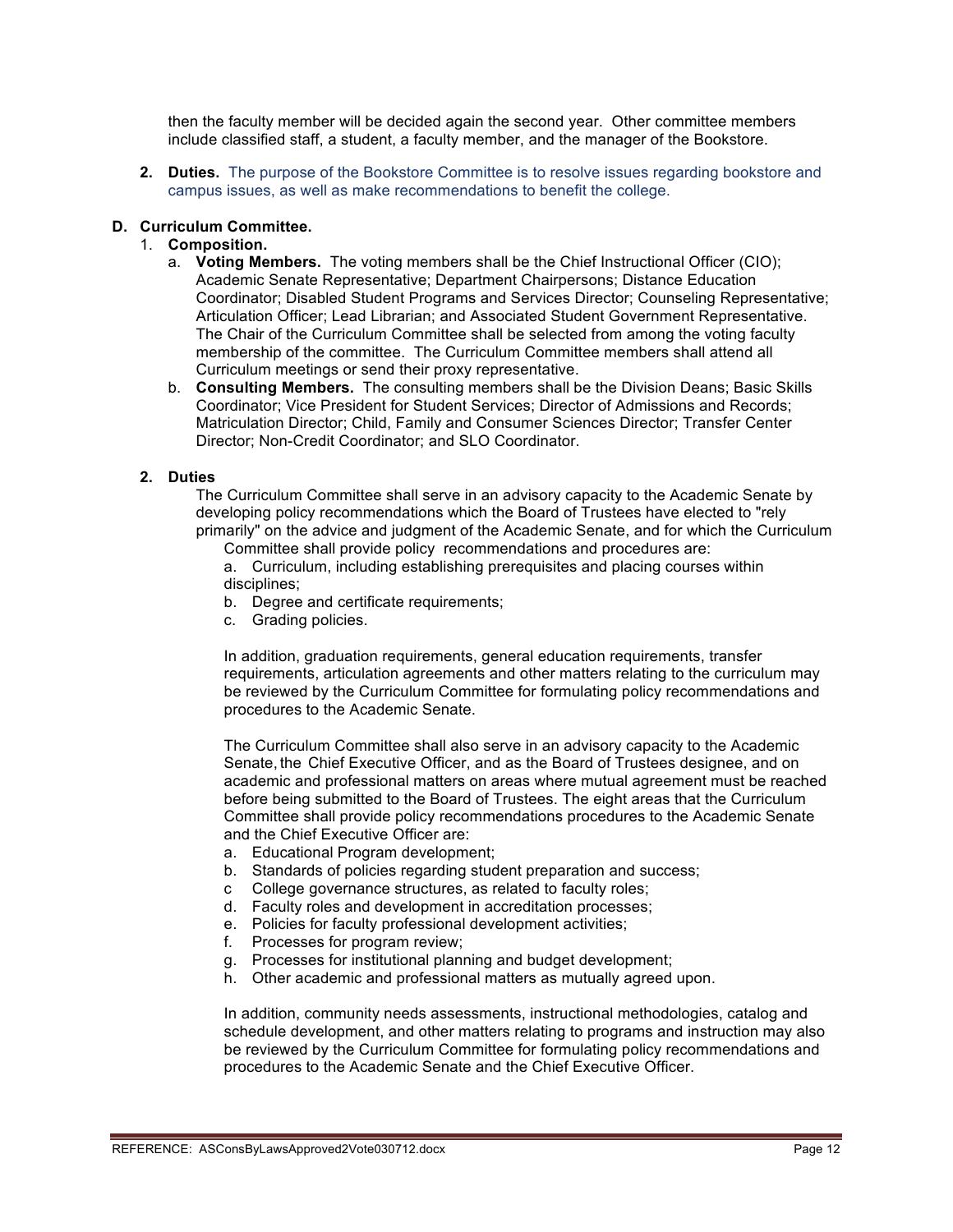then the faculty member will be decided again the second year. Other committee members include classified staff, a student, a faculty member, and the manager of the Bookstore.

2. **Duties.** The purpose of the Bookstore Committee is to resolve issues regarding bookstore and campus issues, as well as make recommendations to benefit the college.

**D. Curriculum Committee.**

1. **Composition.**
   a. **Voting Members.** The voting members shall be the Chief Instructional Officer (CIO); Academic Senate Representative; Department Chairpersons; Distance Education Coordinator; Disabled Student Programs and Services Director; Counseling Representative; Articulation Officer; Lead Librarian; and Associated Student Government Representative. The Chair of the Curriculum Committee shall be selected from among the voting faculty membership of the committee. The Curriculum Committee members shall attend all Curriculum meetings or send their proxy representative.
   b. **Consulting Members.** The consulting members shall be the Division Deans; Basic Skills Coordinator; Vice President for Student Services; Director of Admissions and Records; Matriculation Director; Child, Family and Consumer Sciences Director; Transfer Center Director; Non-Credit Coordinator; and SLO Coordinator.

2. **Duties**
   The Curriculum Committee shall serve in an advisory capacity to the Academic Senate by developing policy recommendations which the Board of Trustees have elected to "rely primarily" on the advice and judgment of the Academic Senate, and for which the Curriculum Committee shall provide policy recommendations and procedures are:
   a. Curriculum, including establishing prerequisites and placing courses within disciplines;
   b. Degree and certificate requirements;
   c. Grading policies.

   In addition, graduation requirements, general education requirements, transfer requirements, articulation agreements and other matters relating to the curriculum may be reviewed by the Curriculum Committee for formulating policy recommendations and procedures to the Academic Senate.

   The Curriculum Committee shall also serve in an advisory capacity to the Academic Senate, the Chief Executive Officer, and as the Board of Trustees designee, and on academic and professional matters on areas where mutual agreement must be reached before being submitted to the Board of Trustees. The eight areas that the Curriculum Committee shall provide policy recommendations procedures to the Academic Senate and the Chief Executive Officer are:
   a. Educational Program development;
   b. Standards of policies regarding student preparation and success;
   c College governance structures, as related to faculty roles;
   d. Faculty roles and development in accreditation processes;
   e. Policies for faculty professional development activities;
   f. Processes for program review;
   g. Processes for institutional planning and budget development;
   h. Other academic and professional matters as mutually agreed upon.

   In addition, community needs assessments, instructional methodologies, catalog and schedule development, and other matters relating to programs and instruction may also be reviewed by the Curriculum Committee for formulating policy recommendations and procedures to the Academic Senate and the Chief Executive Officer.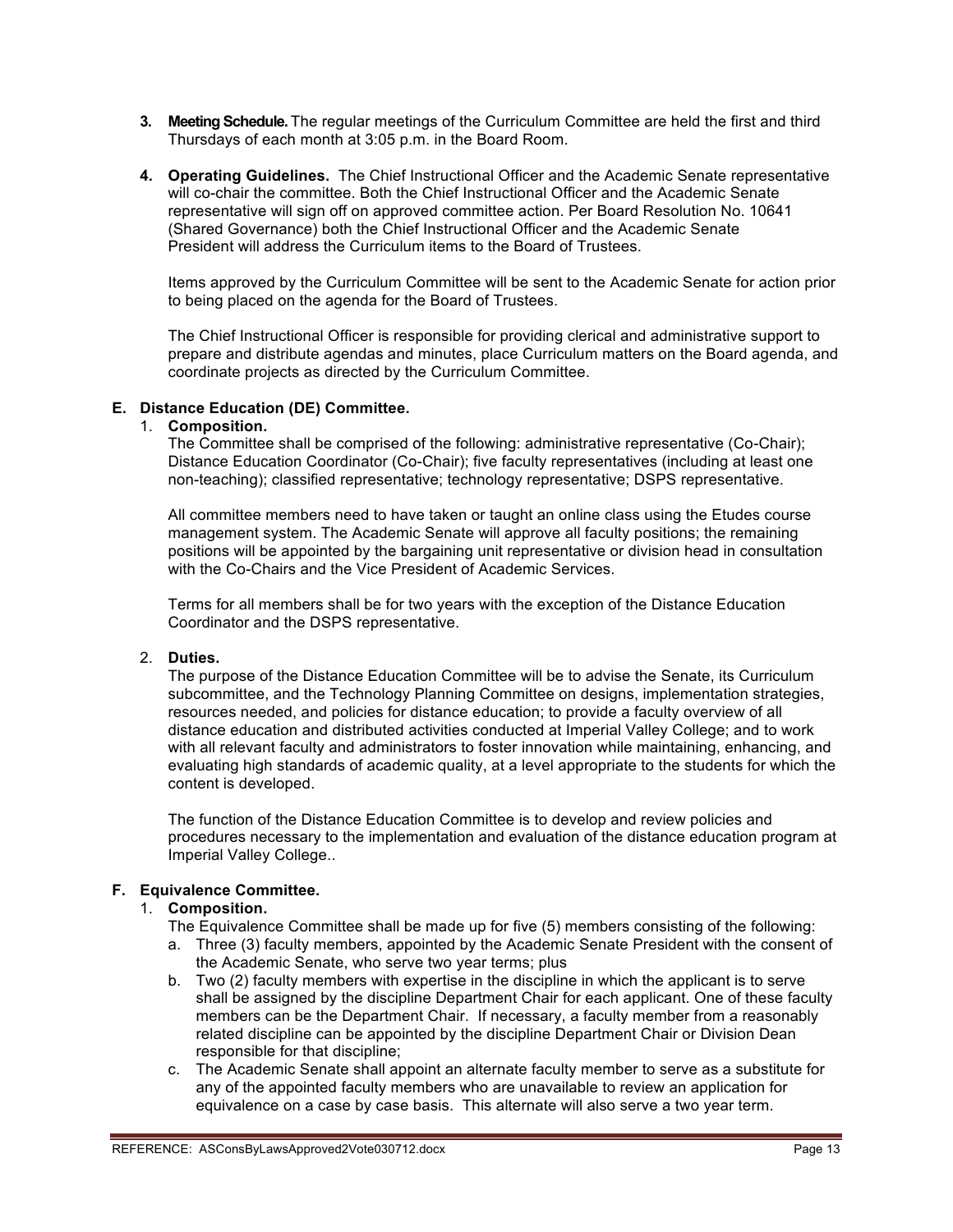3. **Meeting Schedule.** The regular meetings of the Curriculum Committee are held the first and third Thursdays of each month at 3:05 p.m. in the Board Room.

4. **Operating Guidelines.** The Chief Instructional Officer and the Academic Senate representative will co-chair the committee. Both the Chief Instructional Officer and the Academic Senate representative will sign off on approved committee action. Per Board Resolution No. 10641 (Shared Governance) both the Chief Instructional Officer and the Academic Senate President will address the Curriculum items to the Board of Trustees.

   Items approved by the Curriculum Committee will be sent to the Academic Senate for action prior to being placed on the agenda for the Board of Trustees.

   The Chief Instructional Officer is responsible for providing clerical and administrative support to prepare and distribute agendas and minutes, place Curriculum matters on the Board agenda, and coordinate projects as directed by the Curriculum Committee.

### E. Distance Education (DE) Committee.

1. **Composition.**
   The Committee shall be comprised of the following: administrative representative (Co-Chair); Distance Education Coordinator (Co-Chair); five faculty representatives (including at least one non-teaching); classified representative; technology representative; DSPS representative.

   All committee members need to have taken or taught an online class using the Etudes course management system. The Academic Senate will approve all faculty positions; the remaining positions will be appointed by the bargaining unit representative or division head in consultation with the Co-Chairs and the Vice President of Academic Services.

   Terms for all members shall be for two years with the exception of the Distance Education Coordinator and the DSPS representative.

2. **Duties.**
   The purpose of the Distance Education Committee will be to advise the Senate, its Curriculum subcommittee, and the Technology Planning Committee on designs, implementation strategies, resources needed, and policies for distance education; to provide a faculty overview of all distance education and distributed activities conducted at Imperial Valley College; and to work with all relevant faculty and administrators to foster innovation while maintaining, enhancing, and evaluating high standards of academic quality, at a level appropriate to the students for which the content is developed.

   The function of the Distance Education Committee is to develop and review policies and procedures necessary to the implementation and evaluation of the distance education program at Imperial Valley College..

### F. Equivalence Committee.

1. **Composition.**
   The Equivalence Committee shall be made up for five (5) members consisting of the following:
   a. Three (3) faculty members, appointed by the Academic Senate President with the consent of the Academic Senate, who serve two year terms; plus
   b. Two (2) faculty members with expertise in the discipline in which the applicant is to serve shall be assigned by the discipline Department Chair for each applicant. One of these faculty members can be the Department Chair. If necessary, a faculty member from a reasonably related discipline can be appointed by the discipline Department Chair or Division Dean responsible for that discipline;
   c. The Academic Senate shall appoint an alternate faculty member to serve as a substitute for any of the appointed faculty members who are unavailable to review an application for equivalence on a case by case basis. This alternate will also serve a two year term.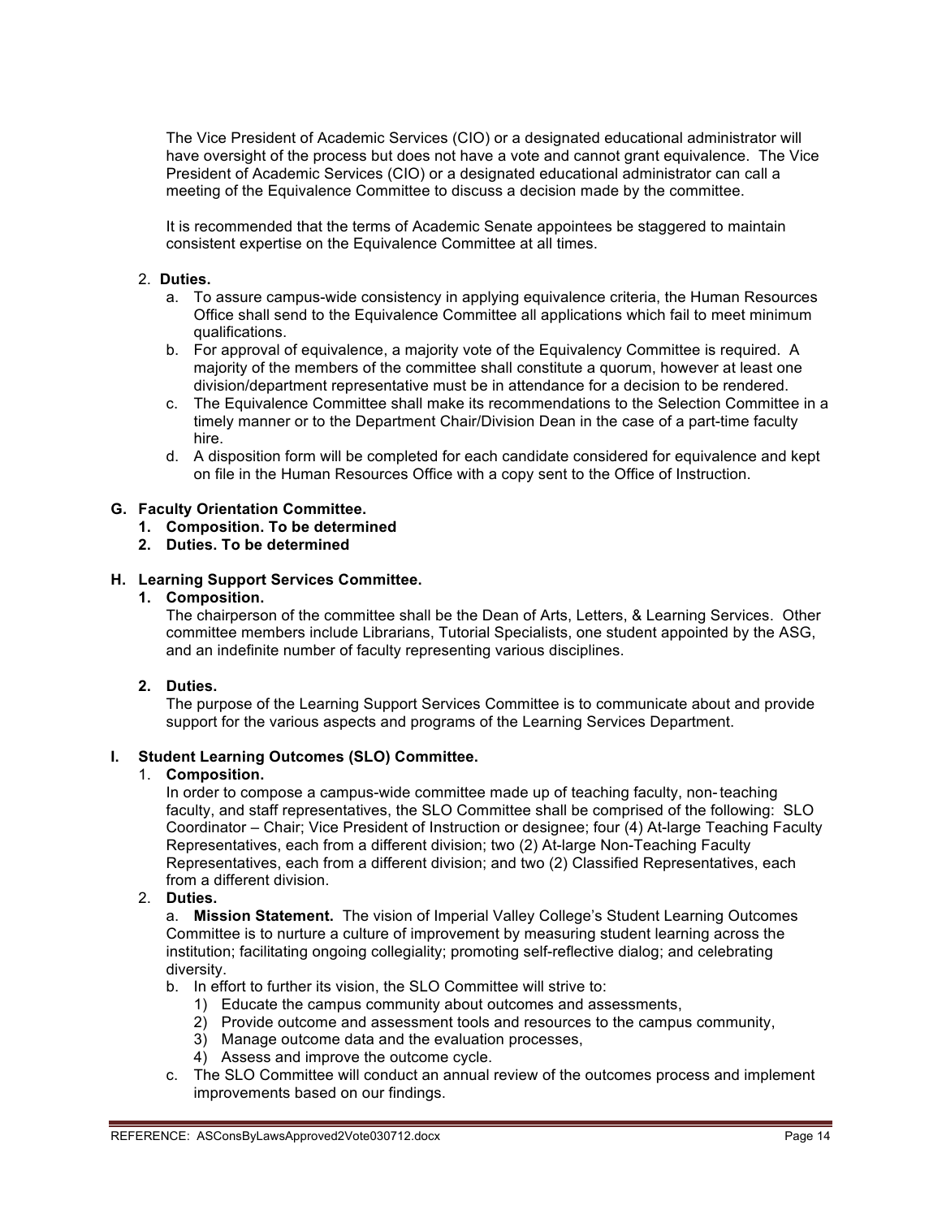The Vice President of Academic Services (CIO) or a designated educational administrator will have oversight of the process but does not have a vote and cannot grant equivalence. The Vice President of Academic Services (CIO) or a designated educational administrator can call a meeting of the Equivalence Committee to discuss a decision made by the committee.

It is recommended that the terms of Academic Senate appointees be staggered to maintain consistent expertise on the Equivalence Committee at all times.

2. **Duties.**
   a. To assure campus-wide consistency in applying equivalence criteria, the Human Resources Office shall send to the Equivalence Committee all applications which fail to meet minimum qualifications.
   b. For approval of equivalence, a majority vote of the Equivalency Committee is required. A majority of the members of the committee shall constitute a quorum, however at least one division/department representative must be in attendance for a decision to be rendered.
   c. The Equivalence Committee shall make its recommendations to the Selection Committee in a timely manner or to the Department Chair/Division Dean in the case of a part-time faculty hire.
   d. A disposition form will be completed for each candidate considered for equivalence and kept on file in the Human Resources Office with a copy sent to the Office of Instruction.

**G. Faculty Orientation Committee.**

**1. Composition. To be determined**

**2. Duties. To be determined**

**H. Learning Support Services Committee.**

**1. Composition.**

The chairperson of the committee shall be the Dean of Arts, Letters, & Learning Services. Other committee members include Librarians, Tutorial Specialists, one student appointed by the ASG, and an indefinite number of faculty representing various disciplines.

**2. Duties.**

The purpose of the Learning Support Services Committee is to communicate about and provide support for the various aspects and programs of the Learning Services Department.

**I. Student Learning Outcomes (SLO) Committee.**

1. **Composition.**

   In order to compose a campus-wide committee made up of teaching faculty, non-teaching faculty, and staff representatives, the SLO Committee shall be comprised of the following: SLO Coordinator – Chair; Vice President of Instruction or designee; four (4) At-large Teaching Faculty Representatives, each from a different division; two (2) At-large Non-Teaching Faculty Representatives, each from a different division; and two (2) Classified Representatives, each from a different division.

2. **Duties.**

   a. **Mission Statement.** The vision of Imperial Valley College's Student Learning Outcomes Committee is to nurture a culture of improvement by measuring student learning across the institution; facilitating ongoing collegiality; promoting self-reflective dialog; and celebrating diversity.

   b. In effort to further its vision, the SLO Committee will strive to:
      1) Educate the campus community about outcomes and assessments,
      2) Provide outcome and assessment tools and resources to the campus community,
      3) Manage outcome data and the evaluation processes,
      4) Assess and improve the outcome cycle.

   c. The SLO Committee will conduct an annual review of the outcomes process and implement improvements based on our findings.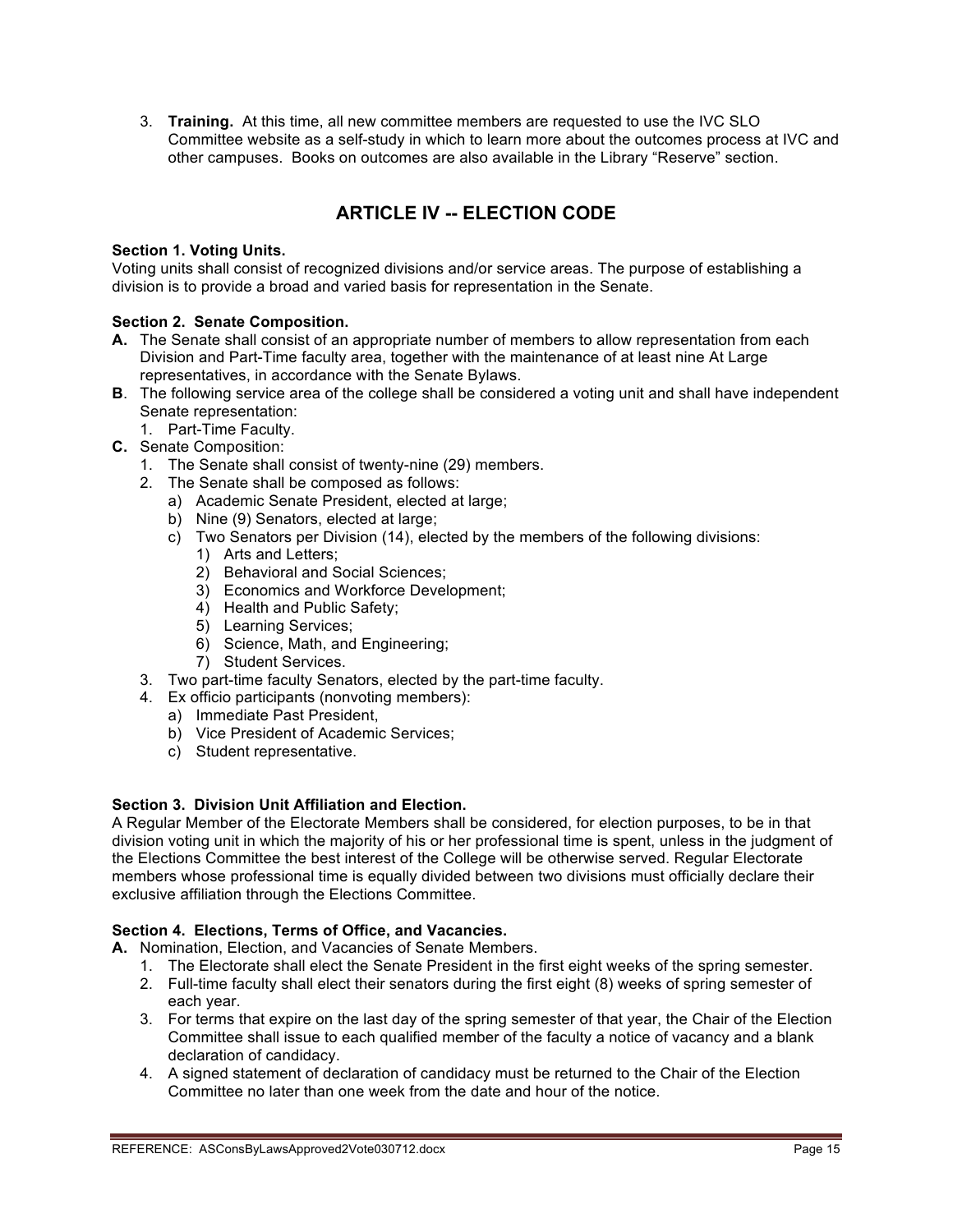3. **Training.** At this time, all new committee members are requested to use the IVC SLO Committee website as a self-study in which to learn more about the outcomes process at IVC and other campuses. Books on outcomes are also available in the Library "Reserve" section.

## ARTICLE IV -- ELECTION CODE

**Section 1. Voting Units.**
Voting units shall consist of recognized divisions and/or service areas. The purpose of establishing a division is to provide a broad and varied basis for representation in the Senate.

**Section 2. Senate Composition.**

**A.** The Senate shall consist of an appropriate number of members to allow representation from each Division and Part-Time faculty area, together with the maintenance of at least nine At Large representatives, in accordance with the Senate Bylaws.

**B**. The following service area of the college shall be considered a voting unit and shall have independent Senate representation:

1. Part-Time Faculty.

**C.** Senate Composition:

1. The Senate shall consist of twenty-nine (29) members.
2. The Senate shall be composed as follows:
   a) Academic Senate President, elected at large;
   b) Nine (9) Senators, elected at large;
   c) Two Senators per Division (14), elected by the members of the following divisions:
      1) Arts and Letters;
      2) Behavioral and Social Sciences;
      3) Economics and Workforce Development;
      4) Health and Public Safety;
      5) Learning Services;
      6) Science, Math, and Engineering;
      7) Student Services.
3. Two part-time faculty Senators, elected by the part-time faculty.
4. Ex officio participants (nonvoting members):
   a) Immediate Past President,
   b) Vice President of Academic Services;
   c) Student representative.

**Section 3. Division Unit Affiliation and Election.**
A Regular Member of the Electorate Members shall be considered, for election purposes, to be in that division voting unit in which the majority of his or her professional time is spent, unless in the judgment of the Elections Committee the best interest of the College will be otherwise served. Regular Electorate members whose professional time is equally divided between two divisions must officially declare their exclusive affiliation through the Elections Committee.

**Section 4. Elections, Terms of Office, and Vacancies.**

**A.** Nomination, Election, and Vacancies of Senate Members.

1. The Electorate shall elect the Senate President in the first eight weeks of the spring semester.
2. Full-time faculty shall elect their senators during the first eight (8) weeks of spring semester of each year.
3. For terms that expire on the last day of the spring semester of that year, the Chair of the Election Committee shall issue to each qualified member of the faculty a notice of vacancy and a blank declaration of candidacy.
4. A signed statement of declaration of candidacy must be returned to the Chair of the Election Committee no later than one week from the date and hour of the notice.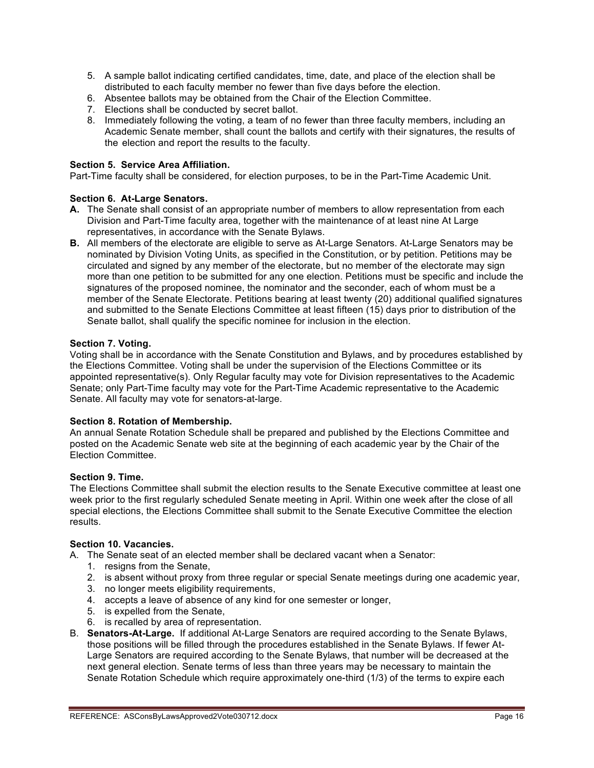5. A sample ballot indicating certified candidates, time, date, and place of the election shall be distributed to each faculty member no fewer than five days before the election.
6. Absentee ballots may be obtained from the Chair of the Election Committee.
7. Elections shall be conducted by secret ballot.
8. Immediately following the voting, a team of no fewer than three faculty members, including an Academic Senate member, shall count the ballots and certify with their signatures, the results of the election and report the results to the faculty.

**Section 5. Service Area Affiliation.**
Part-Time faculty shall be considered, for election purposes, to be in the Part-Time Academic Unit.

**Section 6. At-Large Senators.**

**A.** The Senate shall consist of an appropriate number of members to allow representation from each Division and Part-Time faculty area, together with the maintenance of at least nine At Large representatives, in accordance with the Senate Bylaws.

**B.** All members of the electorate are eligible to serve as At-Large Senators. At-Large Senators may be nominated by Division Voting Units, as specified in the Constitution, or by petition. Petitions may be circulated and signed by any member of the electorate, but no member of the electorate may sign more than one petition to be submitted for any one election. Petitions must be specific and include the signatures of the proposed nominee, the nominator and the seconder, each of whom must be a member of the Senate Electorate. Petitions bearing at least twenty (20) additional qualified signatures and submitted to the Senate Elections Committee at least fifteen (15) days prior to distribution of the Senate ballot, shall qualify the specific nominee for inclusion in the election.

**Section 7. Voting.**
Voting shall be in accordance with the Senate Constitution and Bylaws, and by procedures established by the Elections Committee. Voting shall be under the supervision of the Elections Committee or its appointed representative(s). Only Regular faculty may vote for Division representatives to the Academic Senate; only Part-Time faculty may vote for the Part-Time Academic representative to the Academic Senate. All faculty may vote for senators-at-large.

**Section 8. Rotation of Membership.**
An annual Senate Rotation Schedule shall be prepared and published by the Elections Committee and posted on the Academic Senate web site at the beginning of each academic year by the Chair of the Election Committee.

**Section 9. Time.**
The Elections Committee shall submit the election results to the Senate Executive committee at least one week prior to the first regularly scheduled Senate meeting in April. Within one week after the close of all special elections, the Elections Committee shall submit to the Senate Executive Committee the election results.

**Section 10. Vacancies.**

A. The Senate seat of an elected member shall be declared vacant when a Senator:
   1. resigns from the Senate,
   2. is absent without proxy from three regular or special Senate meetings during one academic year,
   3. no longer meets eligibility requirements,
   4. accepts a leave of absence of any kind for one semester or longer,
   5. is expelled from the Senate,
   6. is recalled by area of representation.

B. **Senators-At-Large.** If additional At-Large Senators are required according to the Senate Bylaws, those positions will be filled through the procedures established in the Senate Bylaws. If fewer At-Large Senators are required according to the Senate Bylaws, that number will be decreased at the next general election. Senate terms of less than three years may be necessary to maintain the Senate Rotation Schedule which require approximately one-third (1/3) of the terms to expire each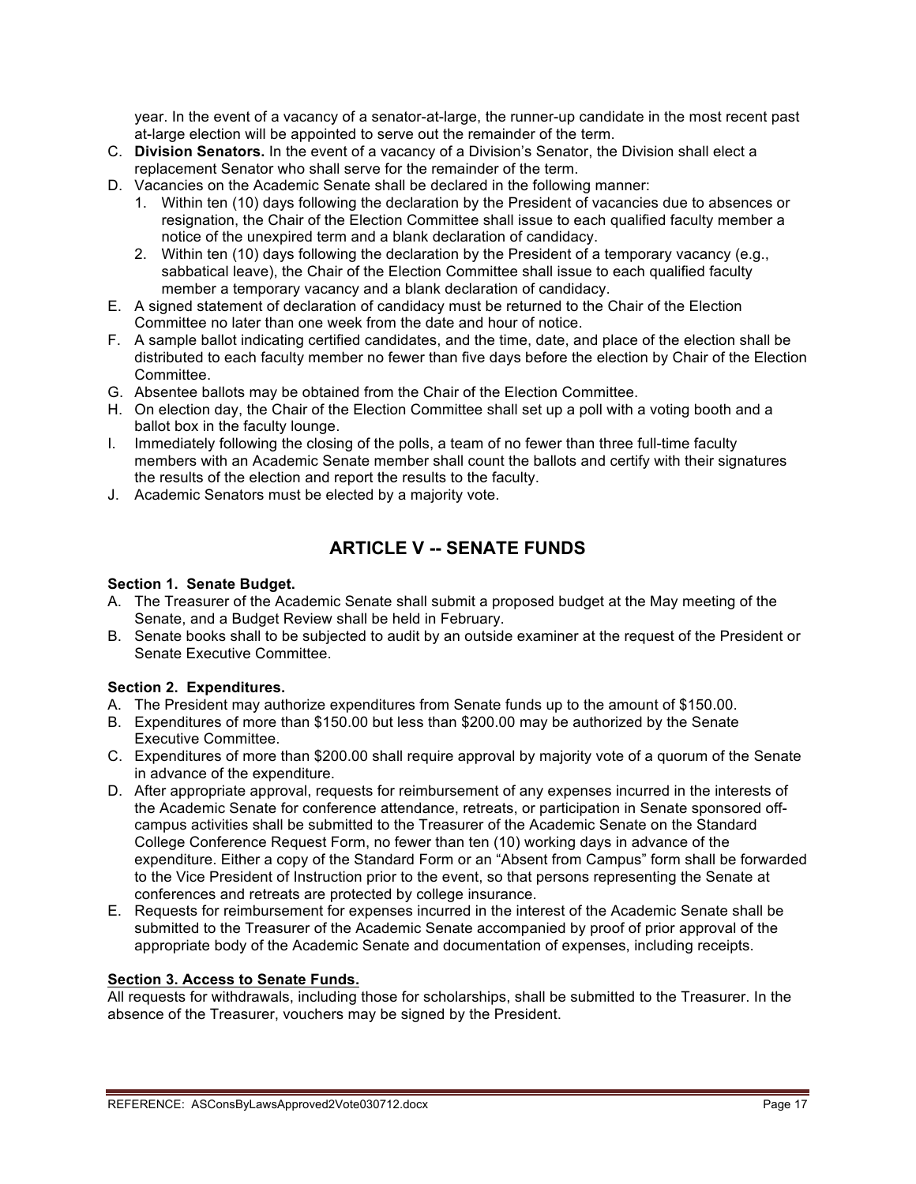year. In the event of a vacancy of a senator-at-large, the runner-up candidate in the most recent past at-large election will be appointed to serve out the remainder of the term.

C. **Division Senators.** In the event of a vacancy of a Division's Senator, the Division shall elect a replacement Senator who shall serve for the remainder of the term.

D. Vacancies on the Academic Senate shall be declared in the following manner:
   1. Within ten (10) days following the declaration by the President of vacancies due to absences or resignation, the Chair of the Election Committee shall issue to each qualified faculty member a notice of the unexpired term and a blank declaration of candidacy.
   2. Within ten (10) days following the declaration by the President of a temporary vacancy (e.g., sabbatical leave), the Chair of the Election Committee shall issue to each qualified faculty member a temporary vacancy and a blank declaration of candidacy.

E. A signed statement of declaration of candidacy must be returned to the Chair of the Election Committee no later than one week from the date and hour of notice.

F. A sample ballot indicating certified candidates, and the time, date, and place of the election shall be distributed to each faculty member no fewer than five days before the election by Chair of the Election Committee.

G. Absentee ballots may be obtained from the Chair of the Election Committee.

H. On election day, the Chair of the Election Committee shall set up a poll with a voting booth and a ballot box in the faculty lounge.

I. Immediately following the closing of the polls, a team of no fewer than three full-time faculty members with an Academic Senate member shall count the ballots and certify with their signatures the results of the election and report the results to the faculty.

J. Academic Senators must be elected by a majority vote.

## ARTICLE V -- SENATE FUNDS

**Section 1. Senate Budget.**

A. The Treasurer of the Academic Senate shall submit a proposed budget at the May meeting of the Senate, and a Budget Review shall be held in February.

B. Senate books shall to be subjected to audit by an outside examiner at the request of the President or Senate Executive Committee.

**Section 2. Expenditures.**

A. The President may authorize expenditures from Senate funds up to the amount of $150.00.

B. Expenditures of more than $150.00 but less than $200.00 may be authorized by the Senate Executive Committee.

C. Expenditures of more than $200.00 shall require approval by majority vote of a quorum of the Senate in advance of the expenditure.

D. After appropriate approval, requests for reimbursement of any expenses incurred in the interests of the Academic Senate for conference attendance, retreats, or participation in Senate sponsored off-campus activities shall be submitted to the Treasurer of the Academic Senate on the Standard College Conference Request Form, no fewer than ten (10) working days in advance of the expenditure. Either a copy of the Standard Form or an "Absent from Campus" form shall be forwarded to the Vice President of Instruction prior to the event, so that persons representing the Senate at conferences and retreats are protected by college insurance.

E. Requests for reimbursement for expenses incurred in the interest of the Academic Senate shall be submitted to the Treasurer of the Academic Senate accompanied by proof of prior approval of the appropriate body of the Academic Senate and documentation of expenses, including receipts.

**Section 3. Access to Senate Funds.**

All requests for withdrawals, including those for scholarships, shall be submitted to the Treasurer. In the absence of the Treasurer, vouchers may be signed by the President.